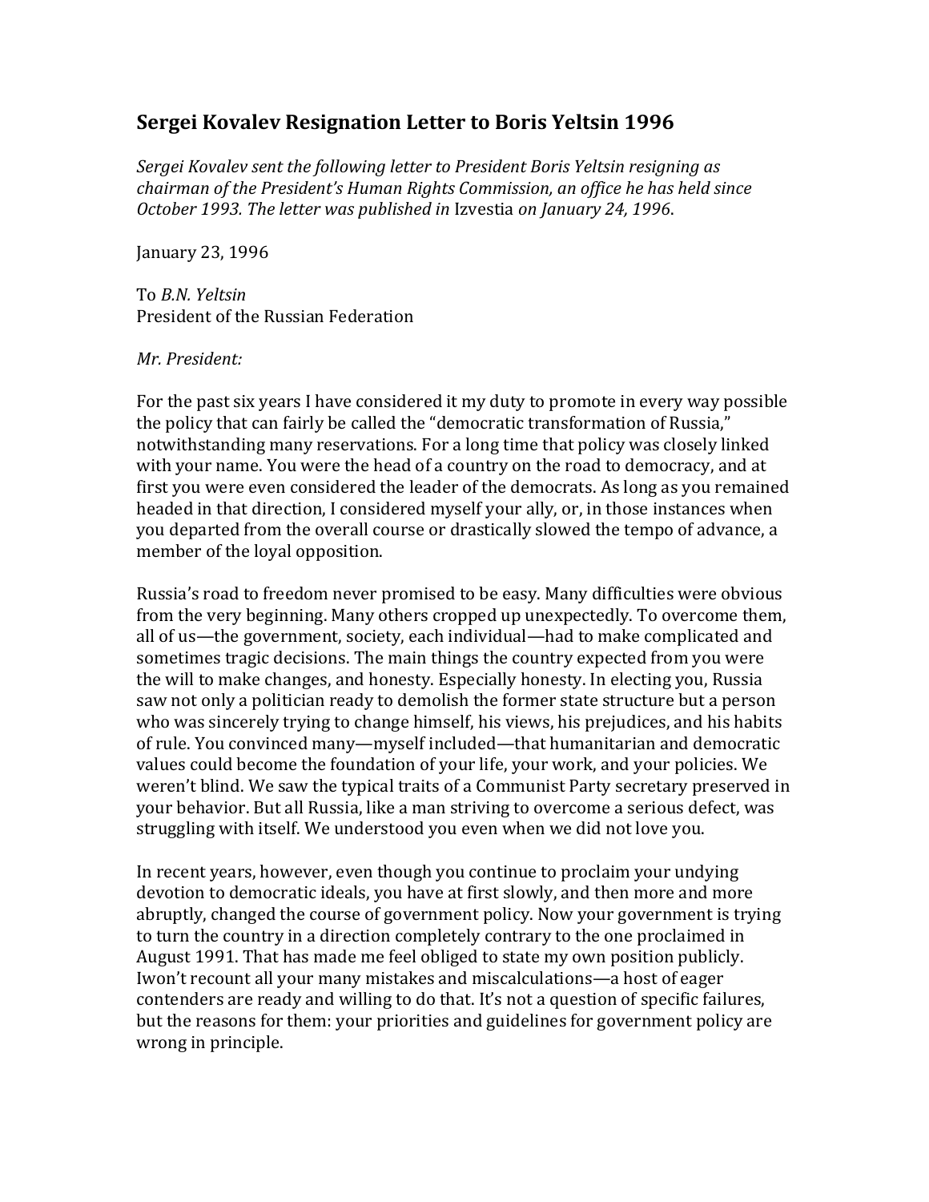## Sergei Kovalev Resignation Letter to Boris Yeltsin 1996

*Sergei Kovalev sent the following letter to President Boris Yeltsin resigning as chairman of the President's Human Rights Commission, an office he has held since October 1993. The letter was published in* Izvestia *on January 24, 1996*.

January 23, 1996

To *B.N. Yeltsin*
President of the Russian Federation

*Mr. President:*

For the past six years I have considered it my duty to promote in every way possible the policy that can fairly be called the "democratic transformation of Russia," notwithstanding many reservations. For a long time that policy was closely linked with your name. You were the head of a country on the road to democracy, and at first you were even considered the leader of the democrats. As long as you remained headed in that direction, I considered myself your ally, or, in those instances when you departed from the overall course or drastically slowed the tempo of advance, a member of the loyal opposition.

Russia's road to freedom never promised to be easy. Many difficulties were obvious from the very beginning. Many others cropped up unexpectedly. To overcome them, all of us—the government, society, each individual—had to make complicated and sometimes tragic decisions. The main things the country expected from you were the will to make changes, and honesty. Especially honesty. In electing you, Russia saw not only a politician ready to demolish the former state structure but a person who was sincerely trying to change himself, his views, his prejudices, and his habits of rule. You convinced many—myself included—that humanitarian and democratic values could become the foundation of your life, your work, and your policies. We weren't blind. We saw the typical traits of a Communist Party secretary preserved in your behavior. But all Russia, like a man striving to overcome a serious defect, was struggling with itself. We understood you even when we did not love you.

In recent years, however, even though you continue to proclaim your undying devotion to democratic ideals, you have at first slowly, and then more and more abruptly, changed the course of government policy. Now your government is trying to turn the country in a direction completely contrary to the one proclaimed in August 1991. That has made me feel obliged to state my own position publicly. Iwon't recount all your many mistakes and miscalculations—a host of eager contenders are ready and willing to do that. It's not a question of specific failures, but the reasons for them: your priorities and guidelines for government policy are wrong in principle.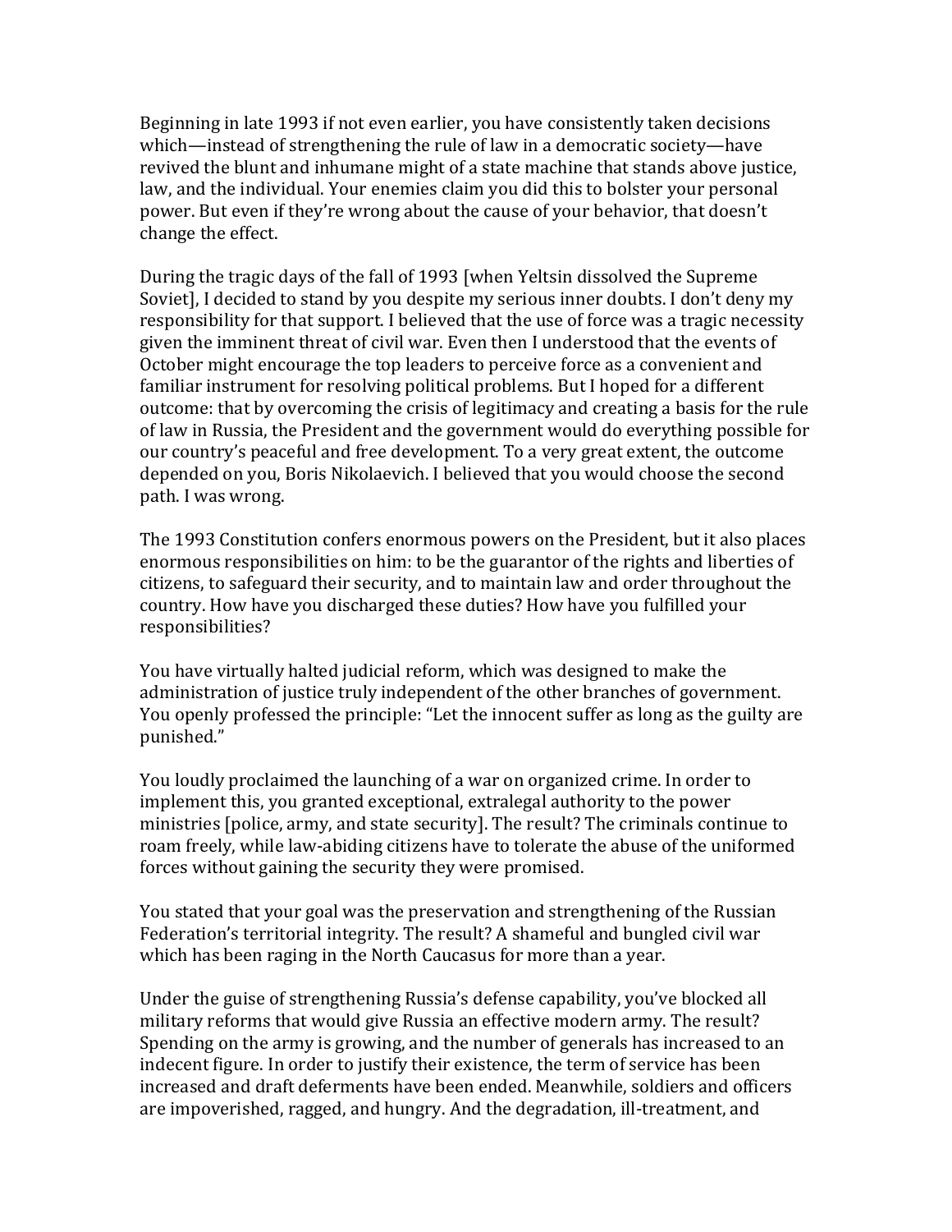Beginning in late 1993 if not even earlier, you have consistently taken decisions which—instead of strengthening the rule of law in a democratic society—have revived the blunt and inhumane might of a state machine that stands above justice, law, and the individual. Your enemies claim you did this to bolster your personal power. But even if they're wrong about the cause of your behavior, that doesn't change the effect.

During the tragic days of the fall of 1993 [when Yeltsin dissolved the Supreme Soviet], I decided to stand by you despite my serious inner doubts. I don't deny my responsibility for that support. I believed that the use of force was a tragic necessity given the imminent threat of civil war. Even then I understood that the events of October might encourage the top leaders to perceive force as a convenient and familiar instrument for resolving political problems. But I hoped for a different outcome: that by overcoming the crisis of legitimacy and creating a basis for the rule of law in Russia, the President and the government would do everything possible for our country's peaceful and free development. To a very great extent, the outcome depended on you, Boris Nikolaevich. I believed that you would choose the second path. I was wrong.

The 1993 Constitution confers enormous powers on the President, but it also places enormous responsibilities on him: to be the guarantor of the rights and liberties of citizens, to safeguard their security, and to maintain law and order throughout the country. How have you discharged these duties? How have you fulfilled your responsibilities?

You have virtually halted judicial reform, which was designed to make the administration of justice truly independent of the other branches of government. You openly professed the principle: "Let the innocent suffer as long as the guilty are punished."

You loudly proclaimed the launching of a war on organized crime. In order to implement this, you granted exceptional, extralegal authority to the power ministries [police, army, and state security]. The result? The criminals continue to roam freely, while law-abiding citizens have to tolerate the abuse of the uniformed forces without gaining the security they were promised.

You stated that your goal was the preservation and strengthening of the Russian Federation's territorial integrity. The result? A shameful and bungled civil war which has been raging in the North Caucasus for more than a year.

Under the guise of strengthening Russia's defense capability, you've blocked all military reforms that would give Russia an effective modern army. The result? Spending on the army is growing, and the number of generals has increased to an indecent figure. In order to justify their existence, the term of service has been increased and draft deferments have been ended. Meanwhile, soldiers and officers are impoverished, ragged, and hungry. And the degradation, ill-treatment, and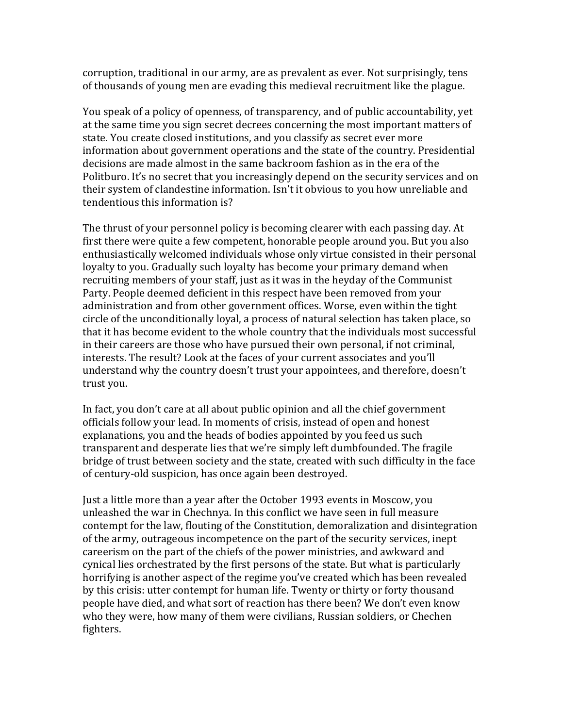corruption, traditional in our army, are as prevalent as ever. Not surprisingly, tens of thousands of young men are evading this medieval recruitment like the plague.

You speak of a policy of openness, of transparency, and of public accountability, yet at the same time you sign secret decrees concerning the most important matters of state. You create closed institutions, and you classify as secret ever more information about government operations and the state of the country. Presidential decisions are made almost in the same backroom fashion as in the era of the Politburo. It's no secret that you increasingly depend on the security services and on their system of clandestine information. Isn't it obvious to you how unreliable and tendentious this information is?

The thrust of your personnel policy is becoming clearer with each passing day. At first there were quite a few competent, honorable people around you. But you also enthusiastically welcomed individuals whose only virtue consisted in their personal loyalty to you. Gradually such loyalty has become your primary demand when recruiting members of your staff, just as it was in the heyday of the Communist Party. People deemed deficient in this respect have been removed from your administration and from other government offices. Worse, even within the tight circle of the unconditionally loyal, a process of natural selection has taken place, so that it has become evident to the whole country that the individuals most successful in their careers are those who have pursued their own personal, if not criminal, interests. The result? Look at the faces of your current associates and you'll understand why the country doesn't trust your appointees, and therefore, doesn't trust you.

In fact, you don't care at all about public opinion and all the chief government officials follow your lead. In moments of crisis, instead of open and honest explanations, you and the heads of bodies appointed by you feed us such transparent and desperate lies that we're simply left dumbfounded. The fragile bridge of trust between society and the state, created with such difficulty in the face of century-old suspicion, has once again been destroyed.

Just a little more than a year after the October 1993 events in Moscow, you unleashed the war in Chechnya. In this conflict we have seen in full measure contempt for the law, flouting of the Constitution, demoralization and disintegration of the army, outrageous incompetence on the part of the security services, inept careerism on the part of the chiefs of the power ministries, and awkward and cynical lies orchestrated by the first persons of the state. But what is particularly horrifying is another aspect of the regime you've created which has been revealed by this crisis: utter contempt for human life. Twenty or thirty or forty thousand people have died, and what sort of reaction has there been? We don't even know who they were, how many of them were civilians, Russian soldiers, or Chechen fighters.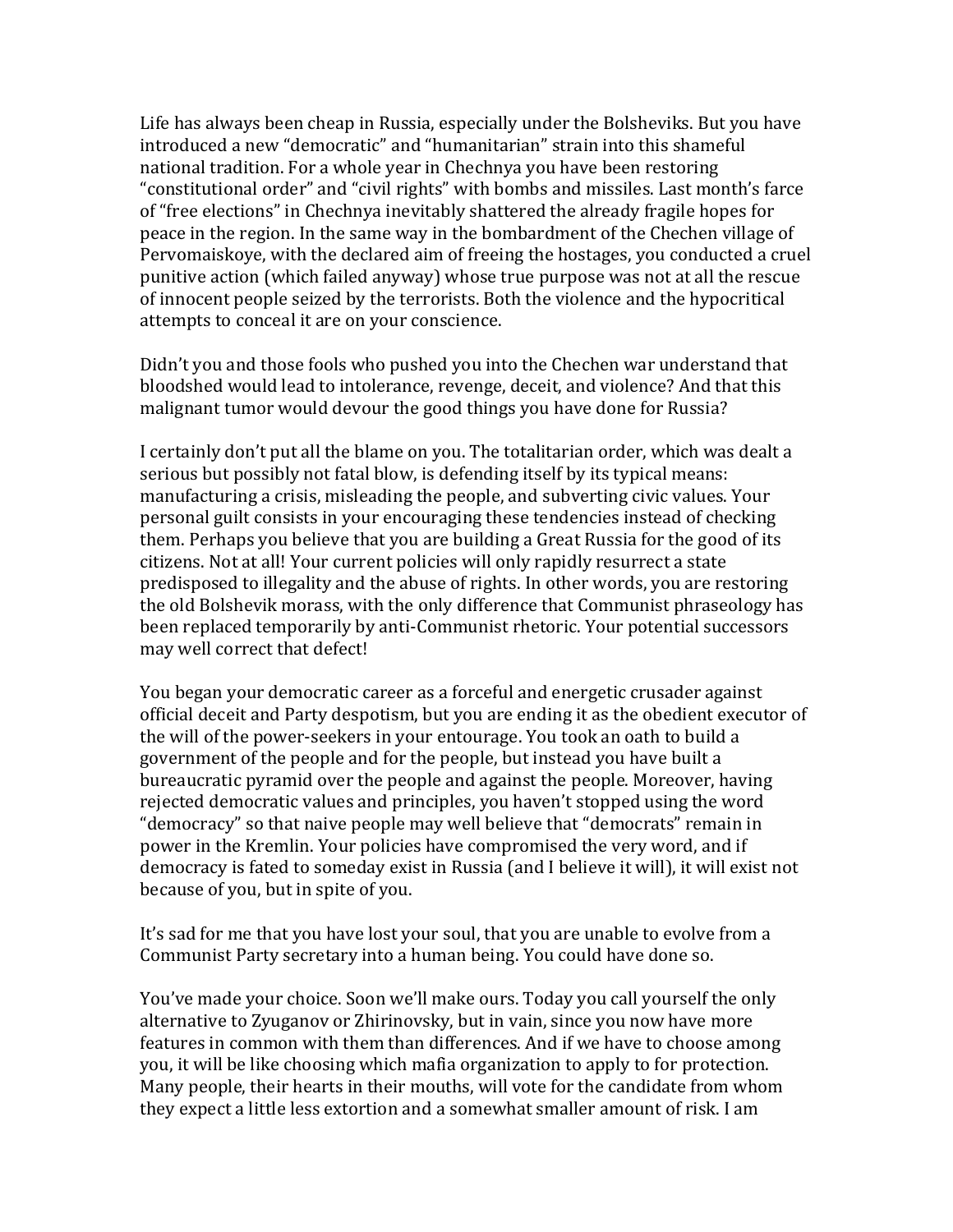Life has always been cheap in Russia, especially under the Bolsheviks. But you have introduced a new "democratic" and "humanitarian" strain into this shameful national tradition. For a whole year in Chechnya you have been restoring "constitutional order" and "civil rights" with bombs and missiles. Last month's farce of "free elections" in Chechnya inevitably shattered the already fragile hopes for peace in the region. In the same way in the bombardment of the Chechen village of Pervomaiskoye, with the declared aim of freeing the hostages, you conducted a cruel punitive action (which failed anyway) whose true purpose was not at all the rescue of innocent people seized by the terrorists. Both the violence and the hypocritical attempts to conceal it are on your conscience.

Didn't you and those fools who pushed you into the Chechen war understand that bloodshed would lead to intolerance, revenge, deceit, and violence? And that this malignant tumor would devour the good things you have done for Russia?

I certainly don't put all the blame on you. The totalitarian order, which was dealt a serious but possibly not fatal blow, is defending itself by its typical means: manufacturing a crisis, misleading the people, and subverting civic values. Your personal guilt consists in your encouraging these tendencies instead of checking them. Perhaps you believe that you are building a Great Russia for the good of its citizens. Not at all! Your current policies will only rapidly resurrect a state predisposed to illegality and the abuse of rights. In other words, you are restoring the old Bolshevik morass, with the only difference that Communist phraseology has been replaced temporarily by anti-Communist rhetoric. Your potential successors may well correct that defect!

You began your democratic career as a forceful and energetic crusader against official deceit and Party despotism, but you are ending it as the obedient executor of the will of the power-seekers in your entourage. You took an oath to build a government of the people and for the people, but instead you have built a bureaucratic pyramid over the people and against the people. Moreover, having rejected democratic values and principles, you haven't stopped using the word "democracy" so that naive people may well believe that "democrats" remain in power in the Kremlin. Your policies have compromised the very word, and if democracy is fated to someday exist in Russia (and I believe it will), it will exist not because of you, but in spite of you.

It's sad for me that you have lost your soul, that you are unable to evolve from a Communist Party secretary into a human being. You could have done so.

You've made your choice. Soon we'll make ours. Today you call yourself the only alternative to Zyuganov or Zhirinovsky, but in vain, since you now have more features in common with them than differences. And if we have to choose among you, it will be like choosing which mafia organization to apply to for protection. Many people, their hearts in their mouths, will vote for the candidate from whom they expect a little less extortion and a somewhat smaller amount of risk. I am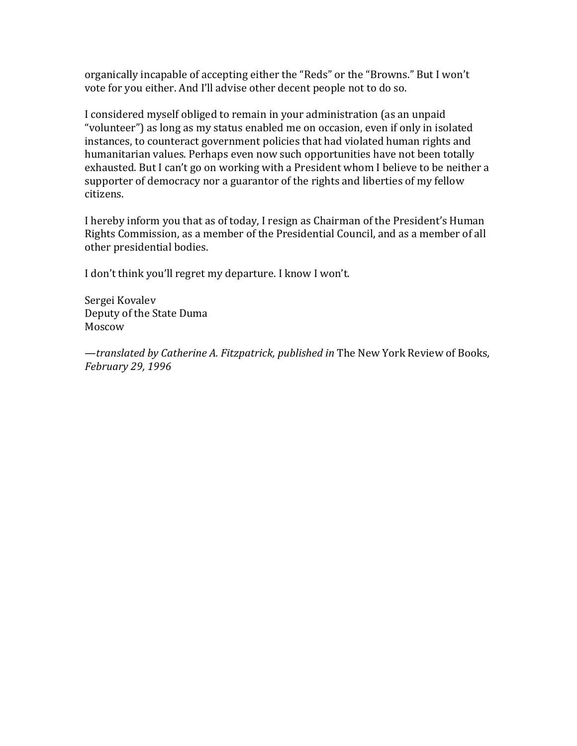organically incapable of accepting either the "Reds" or the "Browns." But I won't vote for you either. And I'll advise other decent people not to do so.

I considered myself obliged to remain in your administration (as an unpaid "volunteer") as long as my status enabled me on occasion, even if only in isolated instances, to counteract government policies that had violated human rights and humanitarian values. Perhaps even now such opportunities have not been totally exhausted. But I can't go on working with a President whom I believe to be neither a supporter of democracy nor a guarantor of the rights and liberties of my fellow citizens.

I hereby inform you that as of today, I resign as Chairman of the President's Human Rights Commission, as a member of the Presidential Council, and as a member of all other presidential bodies.

I don't think you'll regret my departure. I know I won't.

Sergei Kovalev
Deputy of the State Duma
Moscow

—*translated by Catherine A. Fitzpatrick, published in* The New York Review of Books*, February 29, 1996*